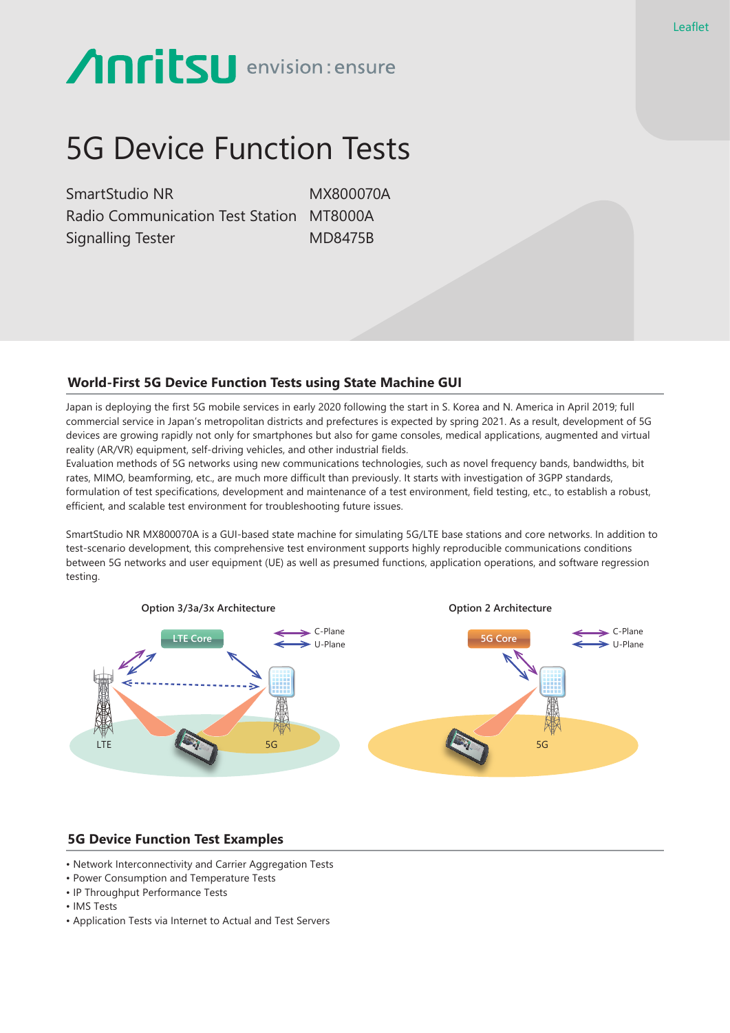Leaflet

# 5G Device Function Tests

SmartStudio NR MX800070A
Radio Communication Test Station MT8000A
Signalling Tester MD8475B

## World-First 5G Device Function Tests using State Machine GUI

Japan is deploying the first 5G mobile services in early 2020 following the start in S. Korea and N. America in April 2019; full commercial service in Japan's metropolitan districts and prefectures is expected by spring 2021. As a result, development of 5G devices are growing rapidly not only for smartphones but also for game consoles, medical applications, augmented and virtual reality (AR/VR) equipment, self-driving vehicles, and other industrial fields.
Evaluation methods of 5G networks using new communications technologies, such as novel frequency bands, bandwidths, bit rates, MIMO, beamforming, etc., are much more difficult than previously. It starts with investigation of 3GPP standards, formulation of test specifications, development and maintenance of a test environment, field testing, etc., to establish a robust, efficient, and scalable test environment for troubleshooting future issues.

SmartStudio NR MX800070A is a GUI-based state machine for simulating 5G/LTE base stations and core networks. In addition to test-scenario development, this comprehensive test environment supports highly reproducible communications conditions between 5G networks and user equipment (UE) as well as presumed functions, application operations, and software regression testing.

Option 3/3a/3x Architecture

Option 2 Architecture

## 5G Device Function Test Examples

- Network Interconnectivity and Carrier Aggregation Tests
- Power Consumption and Temperature Tests
- IP Throughput Performance Tests
- IMS Tests
- Application Tests via Internet to Actual and Test Servers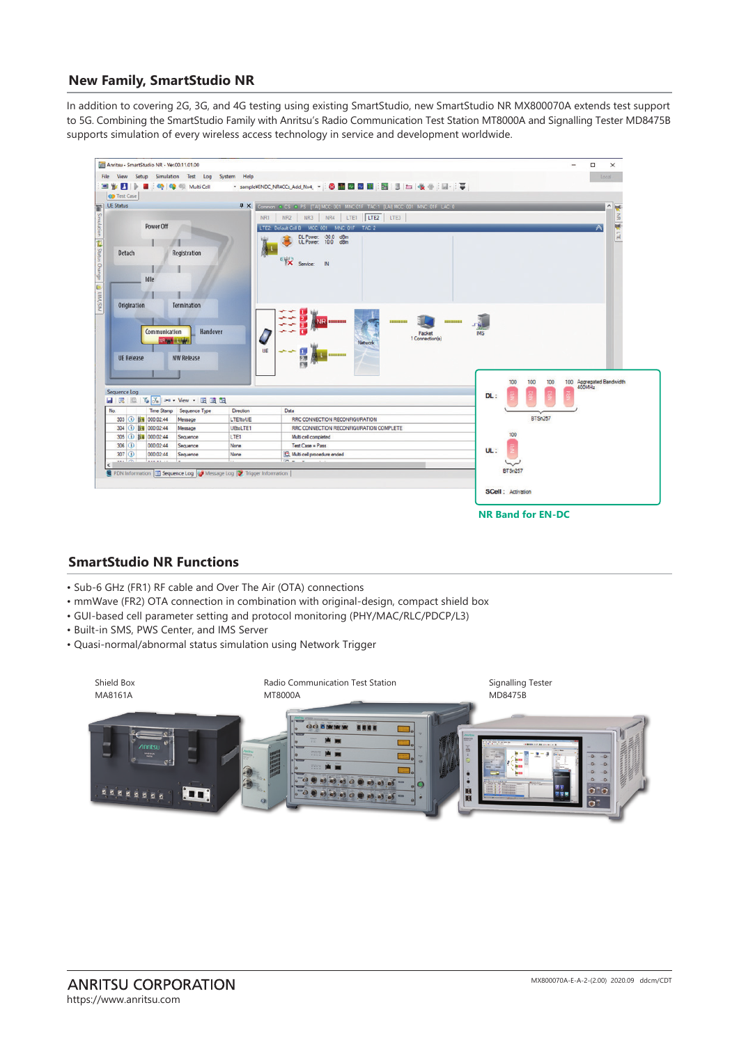## New Family, SmartStudio NR

In addition to covering 2G, 3G, and 4G testing using existing SmartStudio, new SmartStudio NR MX800070A extends test support to 5G. Combining the SmartStudio Family with Anritsu's Radio Communication Test Station MT8000A and Signalling Tester MD8475B supports simulation of every wireless access technology in service and development worldwide.

NR Band for EN-DC

## SmartStudio NR Functions

- Sub-6 GHz (FR1) RF cable and Over The Air (OTA) connections
- mmWave (FR2) OTA connection in combination with original-design, compact shield box
- GUI-based cell parameter setting and protocol monitoring (PHY/MAC/RLC/PDCP/L3)
- Built-in SMS, PWS Center, and IMS Server
- Quasi-normal/abnormal status simulation using Network Trigger

Shield Box
MA8161A

Radio Communication Test Station
MT8000A

Signalling Tester
MD8475B

**ANRITSU CORPORATION**
https://www.anritsu.com

MX800070A-E-A-2-(2.00) 2020.09 ddcm/CDT